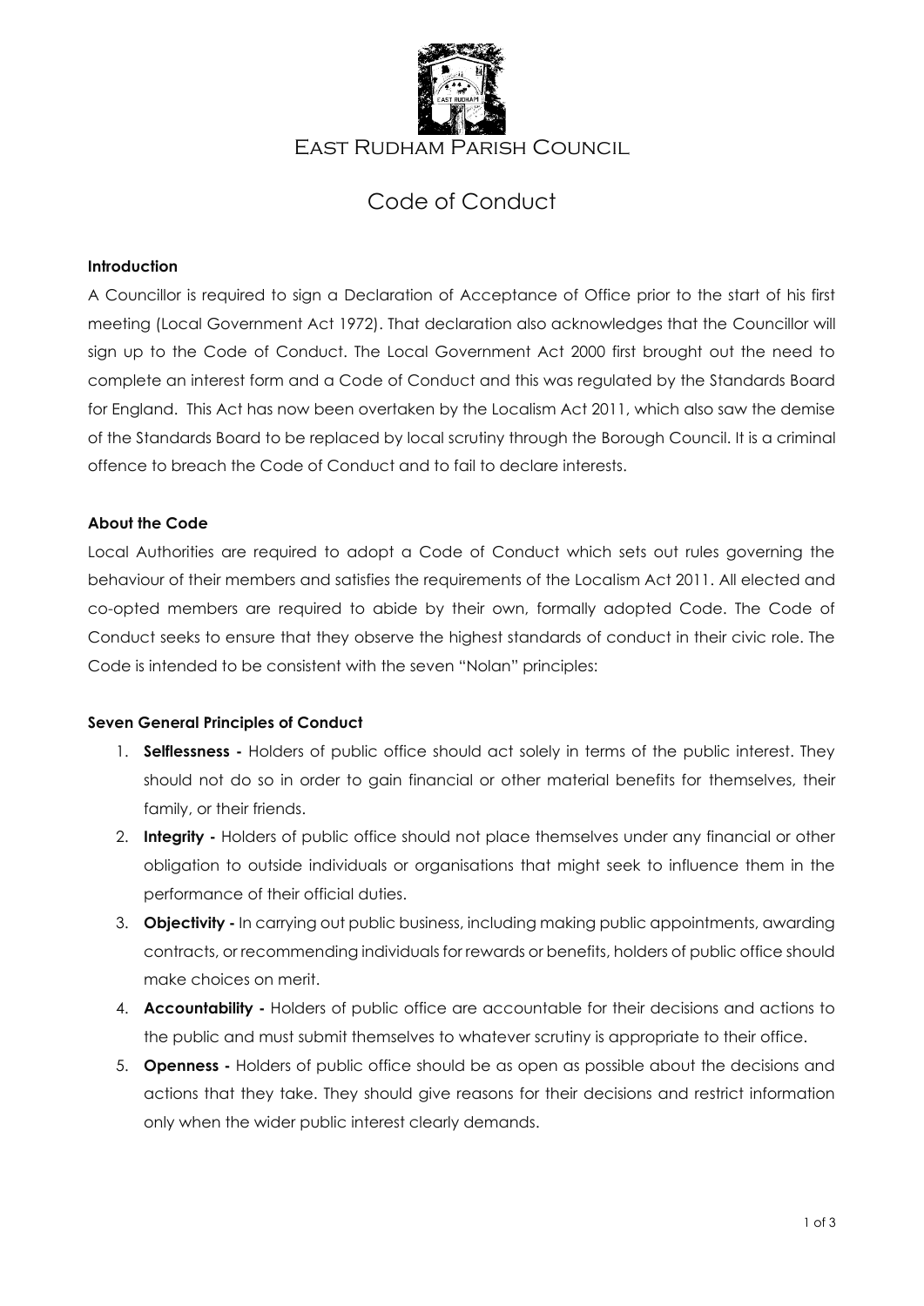# East Rudham Parish Council

## Code of Conduct

### Introduction

A Councillor is required to sign a Declaration of Acceptance of Office prior to the start of his first meeting (Local Government Act 1972). That declaration also acknowledges that the Councillor will sign up to the Code of Conduct. The Local Government Act 2000 first brought out the need to complete an interest form and a Code of Conduct and this was regulated by the Standards Board for England. This Act has now been overtaken by the Localism Act 2011, which also saw the demise of the Standards Board to be replaced by local scrutiny through the Borough Council. It is a criminal offence to breach the Code of Conduct and to fail to declare interests.

### About the Code

Local Authorities are required to adopt a Code of Conduct which sets out rules governing the behaviour of their members and satisfies the requirements of the Localism Act 2011. All elected and co-opted members are required to abide by their own, formally adopted Code. The Code of Conduct seeks to ensure that they observe the highest standards of conduct in their civic role. The Code is intended to be consistent with the seven "Nolan" principles:

### Seven General Principles of Conduct

1. **Selflessness -** Holders of public office should act solely in terms of the public interest. They should not do so in order to gain financial or other material benefits for themselves, their family, or their friends.
2. **Integrity -** Holders of public office should not place themselves under any financial or other obligation to outside individuals or organisations that might seek to influence them in the performance of their official duties.
3. **Objectivity -** In carrying out public business, including making public appointments, awarding contracts, or recommending individuals for rewards or benefits, holders of public office should make choices on merit.
4. **Accountability -** Holders of public office are accountable for their decisions and actions to the public and must submit themselves to whatever scrutiny is appropriate to their office.
5. **Openness -** Holders of public office should be as open as possible about the decisions and actions that they take. They should give reasons for their decisions and restrict information only when the wider public interest clearly demands.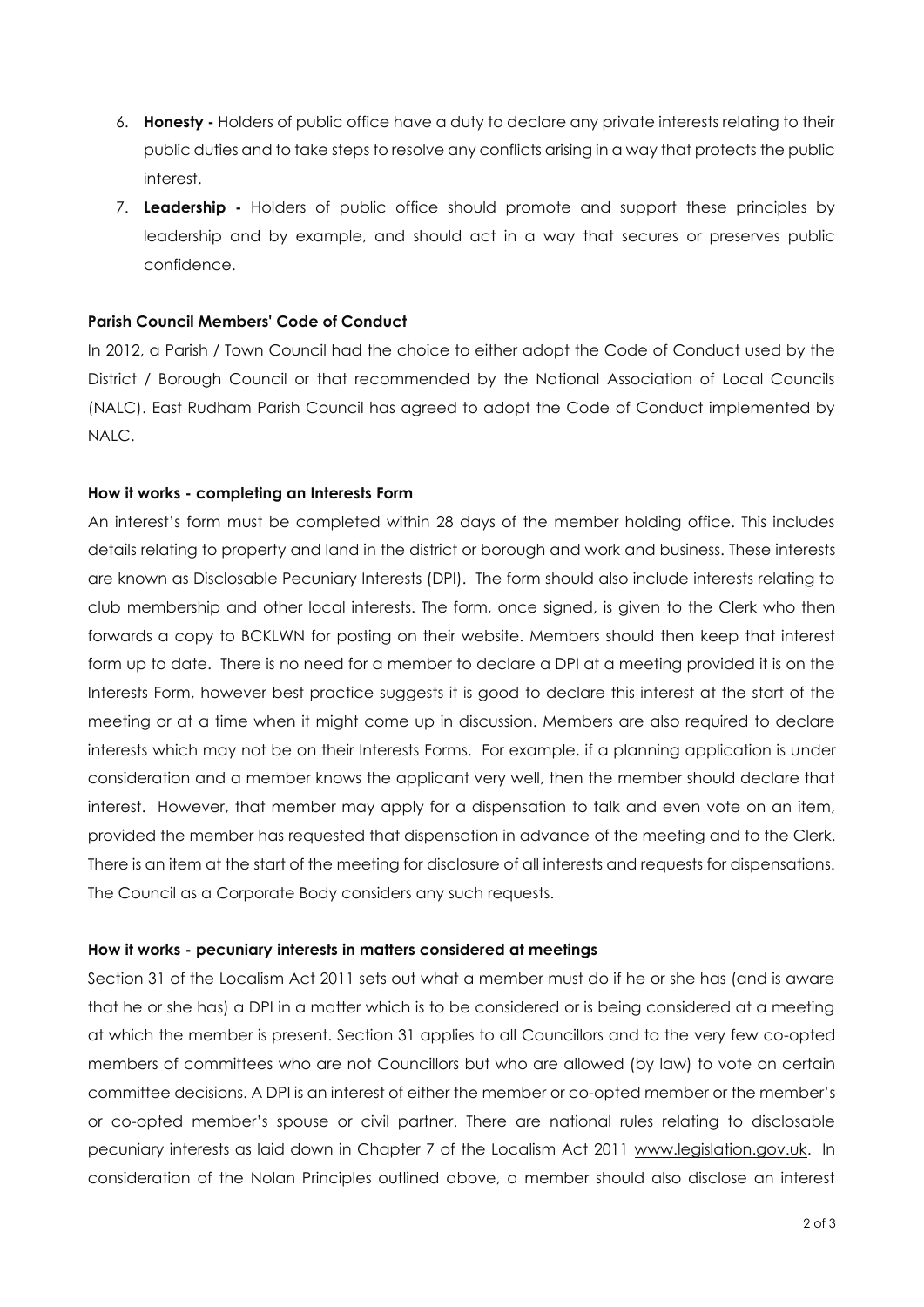6. **Honesty -** Holders of public office have a duty to declare any private interests relating to their public duties and to take steps to resolve any conflicts arising in a way that protects the public interest.
7. **Leadership -** Holders of public office should promote and support these principles by leadership and by example, and should act in a way that secures or preserves public confidence.

**Parish Council Members' Code of Conduct**

In 2012, a Parish / Town Council had the choice to either adopt the Code of Conduct used by the District / Borough Council or that recommended by the National Association of Local Councils (NALC). East Rudham Parish Council has agreed to adopt the Code of Conduct implemented by NALC.

**How it works - completing an Interests Form**

An interest's form must be completed within 28 days of the member holding office. This includes details relating to property and land in the district or borough and work and business. These interests are known as Disclosable Pecuniary Interests (DPI). The form should also include interests relating to club membership and other local interests. The form, once signed, is given to the Clerk who then forwards a copy to BCKLWN for posting on their website. Members should then keep that interest form up to date. There is no need for a member to declare a DPI at a meeting provided it is on the Interests Form, however best practice suggests it is good to declare this interest at the start of the meeting or at a time when it might come up in discussion. Members are also required to declare interests which may not be on their Interests Forms. For example, if a planning application is under consideration and a member knows the applicant very well, then the member should declare that interest. However, that member may apply for a dispensation to talk and even vote on an item, provided the member has requested that dispensation in advance of the meeting and to the Clerk. There is an item at the start of the meeting for disclosure of all interests and requests for dispensations. The Council as a Corporate Body considers any such requests.

**How it works - pecuniary interests in matters considered at meetings**

Section 31 of the Localism Act 2011 sets out what a member must do if he or she has (and is aware that he or she has) a DPI in a matter which is to be considered or is being considered at a meeting at which the member is present. Section 31 applies to all Councillors and to the very few co-opted members of committees who are not Councillors but who are allowed (by law) to vote on certain committee decisions. A DPI is an interest of either the member or co-opted member or the member's or co-opted member's spouse or civil partner. There are national rules relating to disclosable pecuniary interests as laid down in Chapter 7 of the Localism Act 2011 www.legislation.gov.uk. In consideration of the Nolan Principles outlined above, a member should also disclose an interest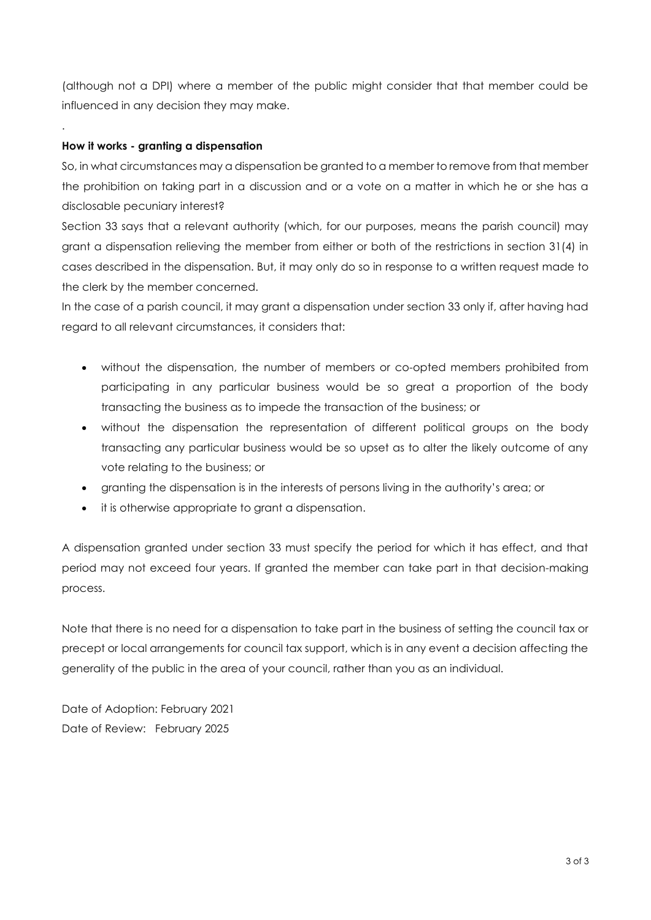(although not a DPI) where a member of the public might consider that that member could be influenced in any decision they may make.

.

**How it works - granting a dispensation**

So, in what circumstances may a dispensation be granted to a member to remove from that member the prohibition on taking part in a discussion and or a vote on a matter in which he or she has a disclosable pecuniary interest?

Section 33 says that a relevant authority (which, for our purposes, means the parish council) may grant a dispensation relieving the member from either or both of the restrictions in section 31(4) in cases described in the dispensation. But, it may only do so in response to a written request made to the clerk by the member concerned.

In the case of a parish council, it may grant a dispensation under section 33 only if, after having had regard to all relevant circumstances, it considers that:

- without the dispensation, the number of members or co-opted members prohibited from participating in any particular business would be so great a proportion of the body transacting the business as to impede the transaction of the business; or
- without the dispensation the representation of different political groups on the body transacting any particular business would be so upset as to alter the likely outcome of any vote relating to the business; or
- granting the dispensation is in the interests of persons living in the authority's area; or
- it is otherwise appropriate to grant a dispensation.

A dispensation granted under section 33 must specify the period for which it has effect, and that period may not exceed four years. If granted the member can take part in that decision-making process.

Note that there is no need for a dispensation to take part in the business of setting the council tax or precept or local arrangements for council tax support, which is in any event a decision affecting the generality of the public in the area of your council, rather than you as an individual.

Date of Adoption: February 2021
Date of Review: February 2025